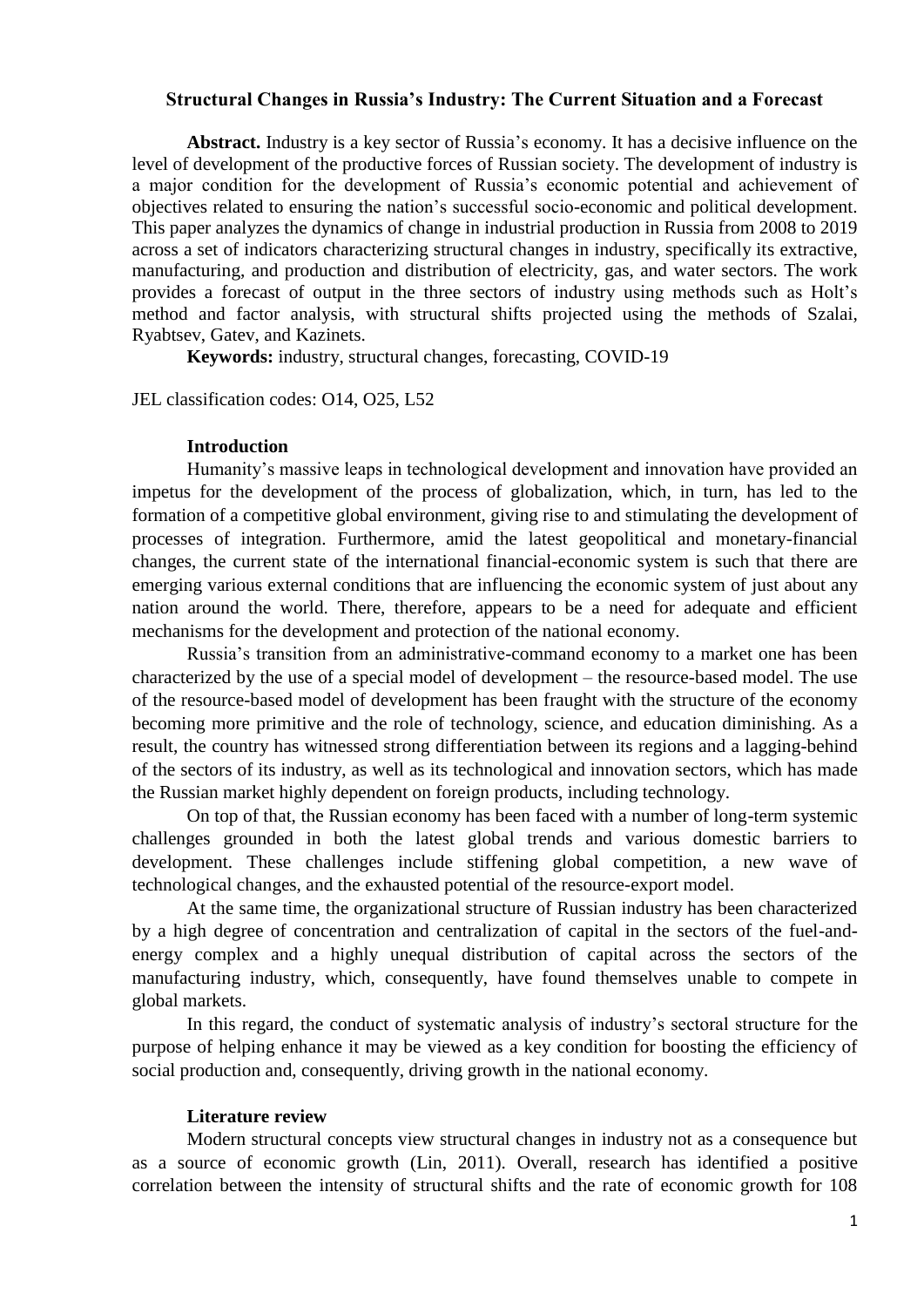# Structural Changes in Russia's Industry: The Current Situation and a Forecast

**Abstract.** Industry is a key sector of Russia's economy. It has a decisive influence on the level of development of the productive forces of Russian society. The development of industry is a major condition for the development of Russia's economic potential and achievement of objectives related to ensuring the nation's successful socio-economic and political development. This paper analyzes the dynamics of change in industrial production in Russia from 2008 to 2019 across a set of indicators characterizing structural changes in industry, specifically its extractive, manufacturing, and production and distribution of electricity, gas, and water sectors. The work provides a forecast of output in the three sectors of industry using methods such as Holt's method and factor analysis, with structural shifts projected using the methods of Szalai, Ryabtsev, Gatev, and Kazinets.

**Keywords:** industry, structural changes, forecasting, COVID-19

JEL classification codes: O14, O25, L52

## Introduction

Humanity's massive leaps in technological development and innovation have provided an impetus for the development of the process of globalization, which, in turn, has led to the formation of a competitive global environment, giving rise to and stimulating the development of processes of integration. Furthermore, amid the latest geopolitical and monetary-financial changes, the current state of the international financial-economic system is such that there are emerging various external conditions that are influencing the economic system of just about any nation around the world. There, therefore, appears to be a need for adequate and efficient mechanisms for the development and protection of the national economy.

Russia's transition from an administrative-command economy to a market one has been characterized by the use of a special model of development – the resource-based model. The use of the resource-based model of development has been fraught with the structure of the economy becoming more primitive and the role of technology, science, and education diminishing. As a result, the country has witnessed strong differentiation between its regions and a lagging-behind of the sectors of its industry, as well as its technological and innovation sectors, which has made the Russian market highly dependent on foreign products, including technology.

On top of that, the Russian economy has been faced with a number of long-term systemic challenges grounded in both the latest global trends and various domestic barriers to development. These challenges include stiffening global competition, a new wave of technological changes, and the exhausted potential of the resource-export model.

At the same time, the organizational structure of Russian industry has been characterized by a high degree of concentration and centralization of capital in the sectors of the fuel-and-energy complex and a highly unequal distribution of capital across the sectors of the manufacturing industry, which, consequently, have found themselves unable to compete in global markets.

In this regard, the conduct of systematic analysis of industry's sectoral structure for the purpose of helping enhance it may be viewed as a key condition for boosting the efficiency of social production and, consequently, driving growth in the national economy.

## Literature review

Modern structural concepts view structural changes in industry not as a consequence but as a source of economic growth (Lin, 2011). Overall, research has identified a positive correlation between the intensity of structural shifts and the rate of economic growth for 108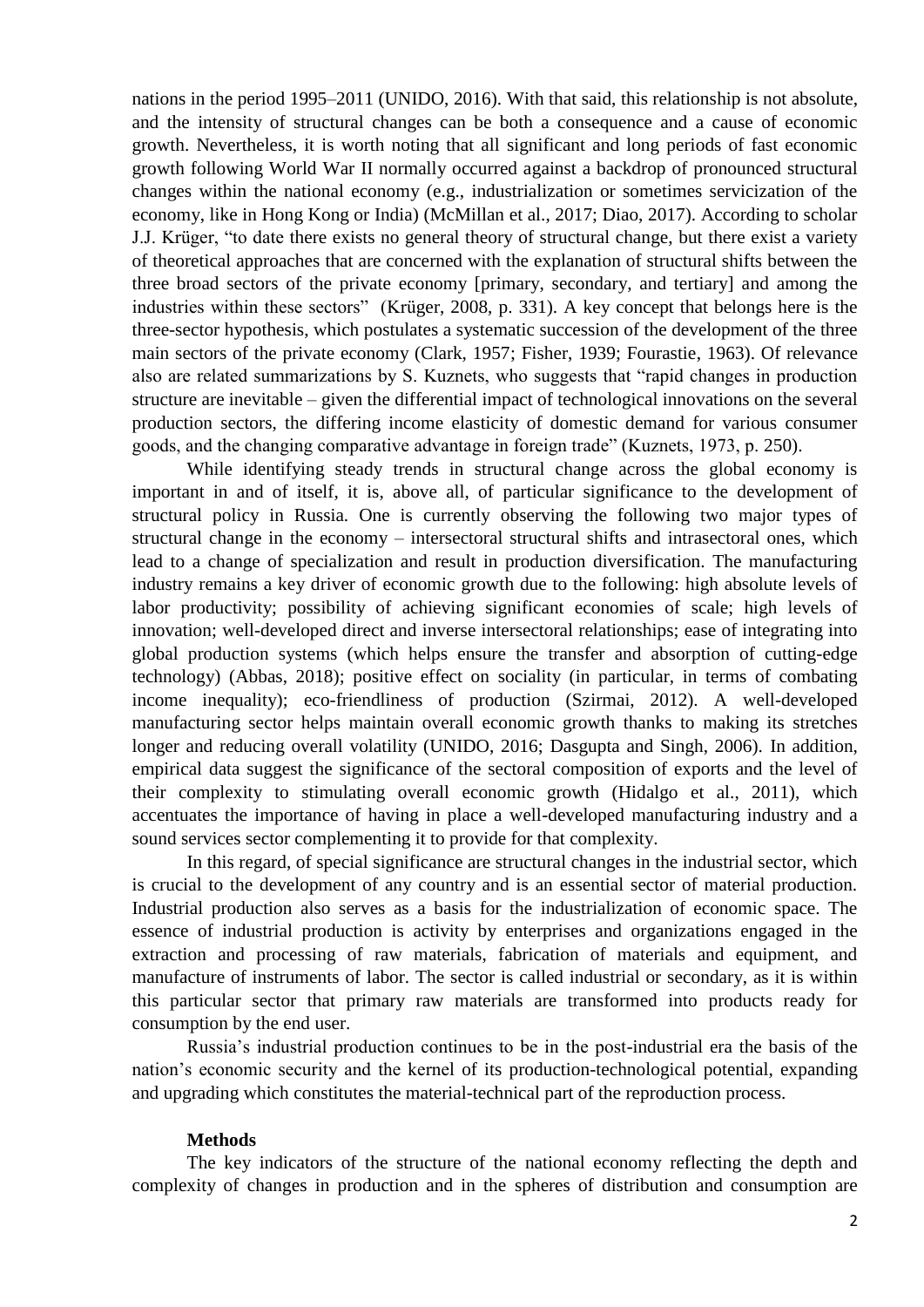nations in the period 1995–2011 (UNIDO, 2016). With that said, this relationship is not absolute, and the intensity of structural changes can be both a consequence and a cause of economic growth. Nevertheless, it is worth noting that all significant and long periods of fast economic growth following World War II normally occurred against a backdrop of pronounced structural changes within the national economy (e.g., industrialization or sometimes servicization of the economy, like in Hong Kong or India) (McMillan et al., 2017; Diao, 2017). According to scholar J.J. Krüger, "to date there exists no general theory of structural change, but there exist a variety of theoretical approaches that are concerned with the explanation of structural shifts between the three broad sectors of the private economy [primary, secondary, and tertiary] and among the industries within these sectors" (Krüger, 2008, p. 331). A key concept that belongs here is the three-sector hypothesis, which postulates a systematic succession of the development of the three main sectors of the private economy (Clark, 1957; Fisher, 1939; Fourastie, 1963). Of relevance also are related summarizations by S. Kuznets, who suggests that "rapid changes in production structure are inevitable – given the differential impact of technological innovations on the several production sectors, the differing income elasticity of domestic demand for various consumer goods, and the changing comparative advantage in foreign trade" (Kuznets, 1973, p. 250).

While identifying steady trends in structural change across the global economy is important in and of itself, it is, above all, of particular significance to the development of structural policy in Russia. One is currently observing the following two major types of structural change in the economy – intersectoral structural shifts and intrasectoral ones, which lead to a change of specialization and result in production diversification. The manufacturing industry remains a key driver of economic growth due to the following: high absolute levels of labor productivity; possibility of achieving significant economies of scale; high levels of innovation; well-developed direct and inverse intersectoral relationships; ease of integrating into global production systems (which helps ensure the transfer and absorption of cutting-edge technology) (Abbas, 2018); positive effect on sociality (in particular, in terms of combating income inequality); eco-friendliness of production (Szirmai, 2012). A well-developed manufacturing sector helps maintain overall economic growth thanks to making its stretches longer and reducing overall volatility (UNIDO, 2016; Dasgupta and Singh, 2006). In addition, empirical data suggest the significance of the sectoral composition of exports and the level of their complexity to stimulating overall economic growth (Hidalgo et al., 2011), which accentuates the importance of having in place a well-developed manufacturing industry and a sound services sector complementing it to provide for that complexity.

In this regard, of special significance are structural changes in the industrial sector, which is crucial to the development of any country and is an essential sector of material production. Industrial production also serves as a basis for the industrialization of economic space. The essence of industrial production is activity by enterprises and organizations engaged in the extraction and processing of raw materials, fabrication of materials and equipment, and manufacture of instruments of labor. The sector is called industrial or secondary, as it is within this particular sector that primary raw materials are transformed into products ready for consumption by the end user.

Russia's industrial production continues to be in the post-industrial era the basis of the nation's economic security and the kernel of its production-technological potential, expanding and upgrading which constitutes the material-technical part of the reproduction process.

## Methods

The key indicators of the structure of the national economy reflecting the depth and complexity of changes in production and in the spheres of distribution and consumption are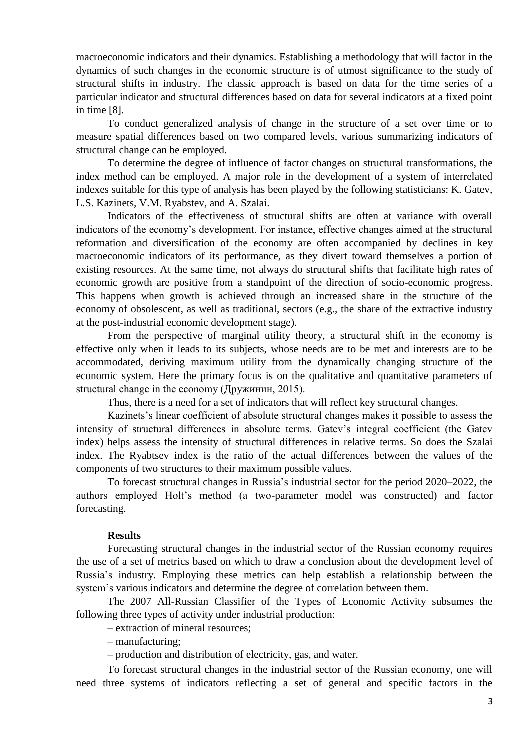macroeconomic indicators and their dynamics. Establishing a methodology that will factor in the dynamics of such changes in the economic structure is of utmost significance to the study of structural shifts in industry. The classic approach is based on data for the time series of a particular indicator and structural differences based on data for several indicators at a fixed point in time [8].

To conduct generalized analysis of change in the structure of a set over time or to measure spatial differences based on two compared levels, various summarizing indicators of structural change can be employed.

To determine the degree of influence of factor changes on structural transformations, the index method can be employed. A major role in the development of a system of interrelated indexes suitable for this type of analysis has been played by the following statisticians: K. Gatev, L.S. Kazinets, V.M. Ryabstev, and A. Szalai.

Indicators of the effectiveness of structural shifts are often at variance with overall indicators of the economy's development. For instance, effective changes aimed at the structural reformation and diversification of the economy are often accompanied by declines in key macroeconomic indicators of its performance, as they divert toward themselves a portion of existing resources. At the same time, not always do structural shifts that facilitate high rates of economic growth are positive from a standpoint of the direction of socio-economic progress. This happens when growth is achieved through an increased share in the structure of the economy of obsolescent, as well as traditional, sectors (e.g., the share of the extractive industry at the post-industrial economic development stage).

From the perspective of marginal utility theory, a structural shift in the economy is effective only when it leads to its subjects, whose needs are to be met and interests are to be accommodated, deriving maximum utility from the dynamically changing structure of the economic system. Here the primary focus is on the qualitative and quantitative parameters of structural change in the economy (Дружинин, 2015).

Thus, there is a need for a set of indicators that will reflect key structural changes.

Kazinets's linear coefficient of absolute structural changes makes it possible to assess the intensity of structural differences in absolute terms. Gatev's integral coefficient (the Gatev index) helps assess the intensity of structural differences in relative terms. So does the Szalai index. The Ryabtsev index is the ratio of the actual differences between the values of the components of two structures to their maximum possible values.

To forecast structural changes in Russia's industrial sector for the period 2020–2022, the authors employed Holt's method (a two-parameter model was constructed) and factor forecasting.

## Results

Forecasting structural changes in the industrial sector of the Russian economy requires the use of a set of metrics based on which to draw a conclusion about the development level of Russia's industry. Employing these metrics can help establish a relationship between the system's various indicators and determine the degree of correlation between them.

The 2007 All-Russian Classifier of the Types of Economic Activity subsumes the following three types of activity under industrial production:

– extraction of mineral resources;

– manufacturing;

– production and distribution of electricity, gas, and water.

To forecast structural changes in the industrial sector of the Russian economy, one will need three systems of indicators reflecting a set of general and specific factors in the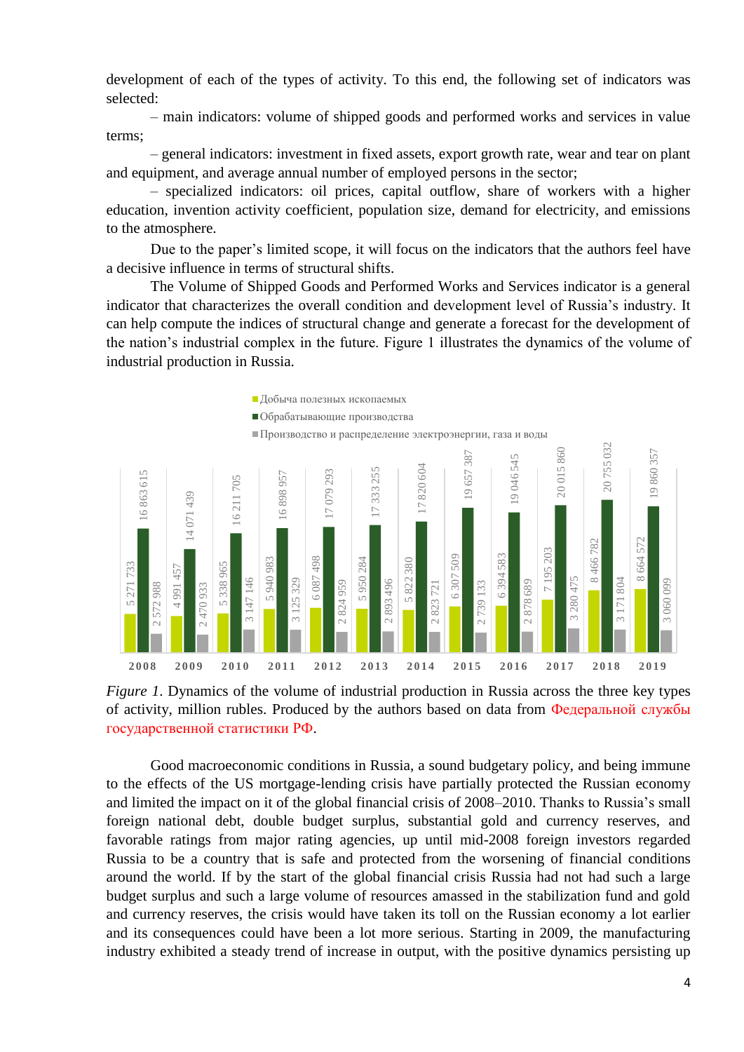development of each of the types of activity. To this end, the following set of indicators was selected:

– main indicators: volume of shipped goods and performed works and services in value terms;

– general indicators: investment in fixed assets, export growth rate, wear and tear on plant and equipment, and average annual number of employed persons in the sector;

– specialized indicators: oil prices, capital outflow, share of workers with a higher education, invention activity coefficient, population size, demand for electricity, and emissions to the atmosphere.

Due to the paper's limited scope, it will focus on the indicators that the authors feel have a decisive influence in terms of structural shifts.

The Volume of Shipped Goods and Performed Works and Services indicator is a general indicator that characterizes the overall condition and development level of Russia's industry. It can help compute the indices of structural change and generate a forecast for the development of the nation's industrial complex in the future. Figure 1 illustrates the dynamics of the volume of industrial production in Russia.

| Year | Добыча полезных ископаемых | Обрабатывающие производства | Производство и распределение электроэнергии, газа и воды |
|---|---|---|---|
| 2008 | 5 271 733 | 16 863 615 | 2 572 988 |
| 2009 | 4 991 457 | 14 071 439 | 2 470 933 |
| 2010 | 5 338 965 | 16 211 705 | 3 147 146 |
| 2011 | 5 940 983 | 16 898 957 | 3 125 329 |
| 2012 | 6 087 498 | 17 079 293 | 2 824 959 |
| 2013 | 5 950 284 | 17 333 255 | 2 893 496 |
| 2014 | 5 822 380 | 17 820 604 | 2 823 721 |
| 2015 | 6 307 509 | 19 657 387 | 2 739 133 |
| 2016 | 6 394 583 | 19 046 545 | 2 878 689 |
| 2017 | 7 195 203 | 20 015 860 | 3 280 475 |
| 2018 | 8 466 782 | 20 755 032 | 3 171 804 |
| 2019 | 8 664 572 | 19 860 357 | 3 060 099 |

*Figure 1*. Dynamics of the volume of industrial production in Russia across the three key types of activity, million rubles. Produced by the authors based on data from Федеральной службы государственной статистики РФ.

Good macroeconomic conditions in Russia, a sound budgetary policy, and being immune to the effects of the US mortgage-lending crisis have partially protected the Russian economy and limited the impact on it of the global financial crisis of 2008–2010. Thanks to Russia's small foreign national debt, double budget surplus, substantial gold and currency reserves, and favorable ratings from major rating agencies, up until mid-2008 foreign investors regarded Russia to be a country that is safe and protected from the worsening of financial conditions around the world. If by the start of the global financial crisis Russia had not had such a large budget surplus and such a large volume of resources amassed in the stabilization fund and gold and currency reserves, the crisis would have taken its toll on the Russian economy a lot earlier and its consequences could have been a lot more serious. Starting in 2009, the manufacturing industry exhibited a steady trend of increase in output, with the positive dynamics persisting up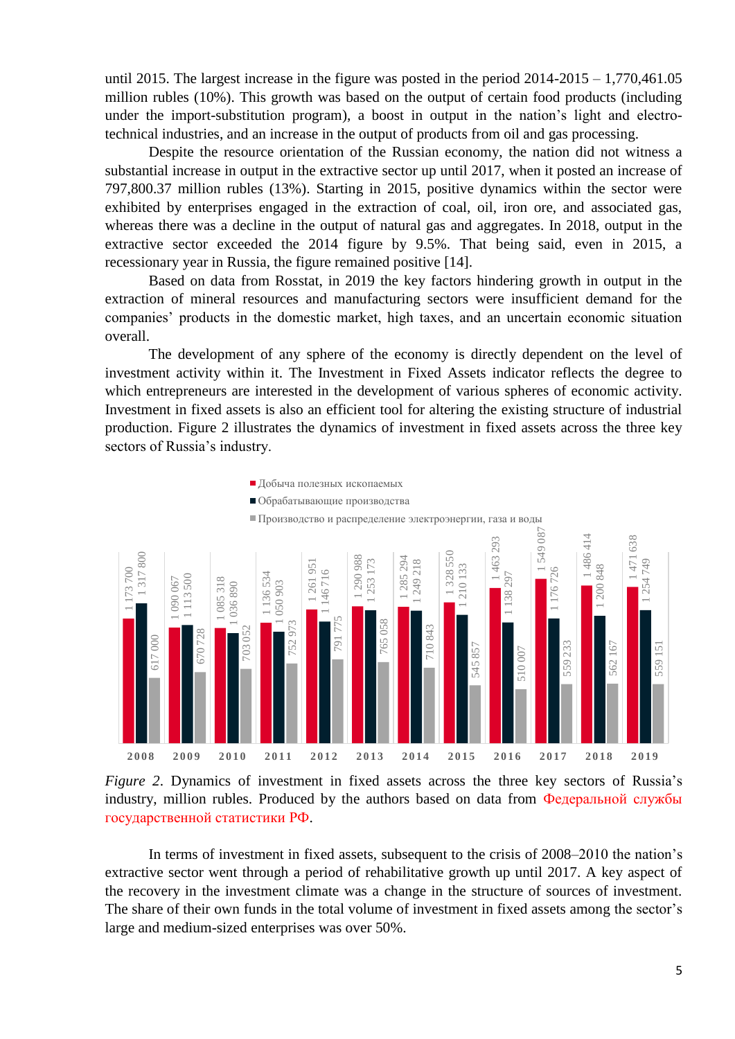until 2015. The largest increase in the figure was posted in the period 2014-2015 – 1,770,461.05 million rubles (10%). This growth was based on the output of certain food products (including under the import-substitution program), a boost in output in the nation's light and electro-technical industries, and an increase in the output of products from oil and gas processing.

Despite the resource orientation of the Russian economy, the nation did not witness a substantial increase in output in the extractive sector up until 2017, when it posted an increase of 797,800.37 million rubles (13%). Starting in 2015, positive dynamics within the sector were exhibited by enterprises engaged in the extraction of coal, oil, iron ore, and associated gas, whereas there was a decline in the output of natural gas and aggregates. In 2018, output in the extractive sector exceeded the 2014 figure by 9.5%. That being said, even in 2015, a recessionary year in Russia, the figure remained positive [14].

Based on data from Rosstat, in 2019 the key factors hindering growth in output in the extraction of mineral resources and manufacturing sectors were insufficient demand for the companies' products in the domestic market, high taxes, and an uncertain economic situation overall.

The development of any sphere of the economy is directly dependent on the level of investment activity within it. The Investment in Fixed Assets indicator reflects the degree to which entrepreneurs are interested in the development of various spheres of economic activity. Investment in fixed assets is also an efficient tool for altering the existing structure of industrial production. Figure 2 illustrates the dynamics of investment in fixed assets across the three key sectors of Russia's industry.

| Год | Добыча полезных ископаемых | Обрабатывающие производства | Производство и распределение электроэнергии, газа и воды |
|---|---|---|---|
| 2008 | 1 173 700 | 1 317 800 | 617 000 |
| 2009 | 1 090 067 | 1 113 500 | 670 728 |
| 2010 | 1 085 318 | 1 036 890 | 703 052 |
| 2011 | 1 136 534 | 1 050 903 | 752 973 |
| 2012 | 1 261 951 | 1 146 716 | 791 775 |
| 2013 | 1 290 988 | 1 253 173 | 765 058 |
| 2014 | 1 285 294 | 1 249 218 | 710 843 |
| 2015 | 1 328 550 | 1 210 133 | 545 857 |
| 2016 | 1 463 293 | 1 138 297 | 510 007 |
| 2017 | 1 549 087 | 1 176 726 | 559 233 |
| 2018 | 1 486 414 | 1 200 848 | 562 167 |
| 2019 | 1 471 638 | 1 254 749 | 559 151 |

*Figure 2*. Dynamics of investment in fixed assets across the three key sectors of Russia's industry, million rubles. Produced by the authors based on data from Федеральной службы государственной статистики РФ.

In terms of investment in fixed assets, subsequent to the crisis of 2008–2010 the nation's extractive sector went through a period of rehabilitative growth up until 2017. A key aspect of the recovery in the investment climate was a change in the structure of sources of investment. The share of their own funds in the total volume of investment in fixed assets among the sector's large and medium-sized enterprises was over 50%.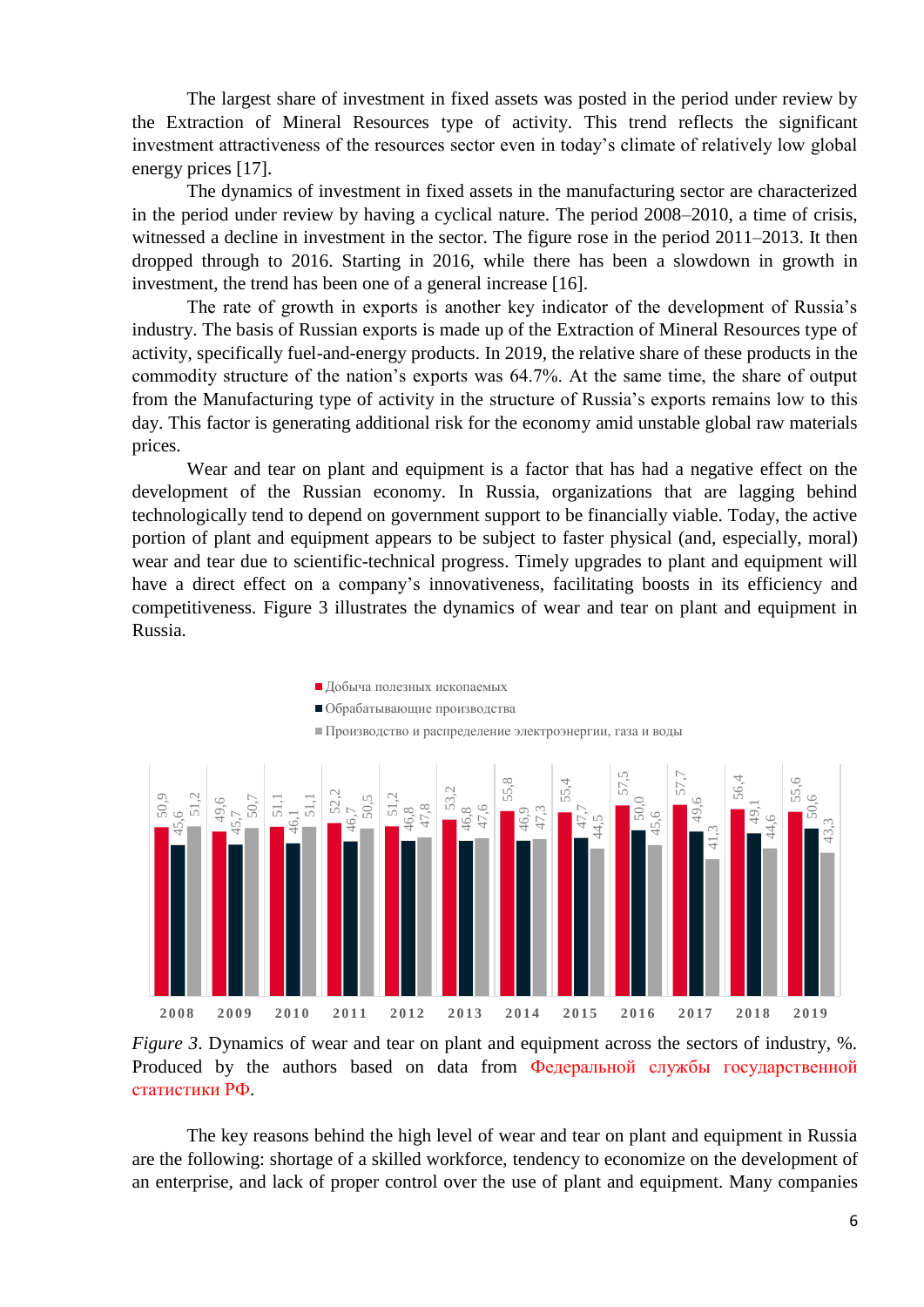The largest share of investment in fixed assets was posted in the period under review by the Extraction of Mineral Resources type of activity. This trend reflects the significant investment attractiveness of the resources sector even in today's climate of relatively low global energy prices [17].

The dynamics of investment in fixed assets in the manufacturing sector are characterized in the period under review by having a cyclical nature. The period 2008–2010, a time of crisis, witnessed a decline in investment in the sector. The figure rose in the period 2011–2013. It then dropped through to 2016. Starting in 2016, while there has been a slowdown in growth in investment, the trend has been one of a general increase [16].

The rate of growth in exports is another key indicator of the development of Russia's industry. The basis of Russian exports is made up of the Extraction of Mineral Resources type of activity, specifically fuel-and-energy products. In 2019, the relative share of these products in the commodity structure of the nation's exports was 64.7%. At the same time, the share of output from the Manufacturing type of activity in the structure of Russia's exports remains low to this day. This factor is generating additional risk for the economy amid unstable global raw materials prices.

Wear and tear on plant and equipment is a factor that has had a negative effect on the development of the Russian economy. In Russia, organizations that are lagging behind technologically tend to depend on government support to be financially viable. Today, the active portion of plant and equipment appears to be subject to faster physical (and, especially, moral) wear and tear due to scientific-technical progress. Timely upgrades to plant and equipment will have a direct effect on a company's innovativeness, facilitating boosts in its efficiency and competitiveness. Figure 3 illustrates the dynamics of wear and tear on plant and equipment in Russia.

| Year | Добыча полезных ископаемых | Обрабатывающие производства | Производство и распределение электроэнергии, газа и воды |
|---|---|---|---|
| 2008 | 50,9 | 45,6 | 51,2 |
| 2009 | 49,6 | 45,7 | 50,7 |
| 2010 | 51,1 | 46,1 | 51,1 |
| 2011 | 52,2 | 46,7 | 50,5 |
| 2012 | 51,2 | 46,8 | 47,8 |
| 2013 | 53,2 | 46,8 | 47,6 |
| 2014 | 55,8 | 46,9 | 47,3 |
| 2015 | 55,4 | 47,7 | 44,5 |
| 2016 | 57,5 | 50,0 | 45,6 |
| 2017 | 57,7 | 49,6 | 41,3 |
| 2018 | 56,4 | 49,1 | 44,6 |
| 2019 | 55,6 | 50,6 | 43,3 |

*Figure 3*. Dynamics of wear and tear on plant and equipment across the sectors of industry, %. Produced by the authors based on data from Федеральной службы государственной статистики РФ.

The key reasons behind the high level of wear and tear on plant and equipment in Russia are the following: shortage of a skilled workforce, tendency to economize on the development of an enterprise, and lack of proper control over the use of plant and equipment. Many companies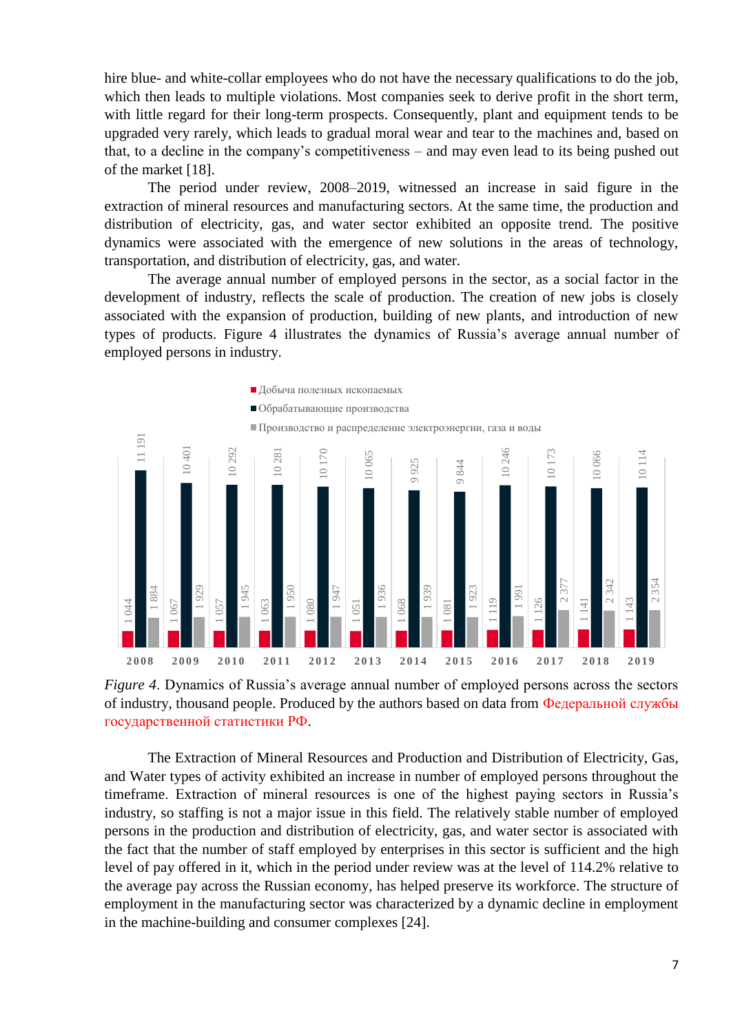hire blue- and white-collar employees who do not have the necessary qualifications to do the job, which then leads to multiple violations. Most companies seek to derive profit in the short term, with little regard for their long-term prospects. Consequently, plant and equipment tends to be upgraded very rarely, which leads to gradual moral wear and tear to the machines and, based on that, to a decline in the company's competitiveness – and may even lead to its being pushed out of the market [18].

The period under review, 2008–2019, witnessed an increase in said figure in the extraction of mineral resources and manufacturing sectors. At the same time, the production and distribution of electricity, gas, and water sector exhibited an opposite trend. The positive dynamics were associated with the emergence of new solutions in the areas of technology, transportation, and distribution of electricity, gas, and water.

The average annual number of employed persons in the sector, as a social factor in the development of industry, reflects the scale of production. The creation of new jobs is closely associated with the expansion of production, building of new plants, and introduction of new types of products. Figure 4 illustrates the dynamics of Russia's average annual number of employed persons in industry.

| Год | Добыча полезных ископаемых | Обрабатывающие производства | Производство и распределение электроэнергии, газа и воды |
| --- | --- | --- | --- |
| 2008 | 1 044 | 11 191 | 1 884 |
| 2009 | 1 067 | 10 401 | 1 929 |
| 2010 | 1 057 | 10 292 | 1 945 |
| 2011 | 1 063 | 10 281 | 1 950 |
| 2012 | 1 080 | 10 170 | 1 947 |
| 2013 | 1 051 | 10 065 | 1 936 |
| 2014 | 1 068 | 9 925 | 1 939 |
| 2015 | 1 081 | 9 844 | 1 923 |
| 2016 | 1 119 | 10 246 | 1 991 |
| 2017 | 1 126 | 10 173 | 2 377 |
| 2018 | 1 141 | 10 066 | 2 342 |
| 2019 | 1 143 | 10 114 | 2 354 |

*Figure 4.* Dynamics of Russia's average annual number of employed persons across the sectors of industry, thousand people. Produced by the authors based on data from Федеральной службы государственной статистики РФ.

The Extraction of Mineral Resources and Production and Distribution of Electricity, Gas, and Water types of activity exhibited an increase in number of employed persons throughout the timeframe. Extraction of mineral resources is one of the highest paying sectors in Russia's industry, so staffing is not a major issue in this field. The relatively stable number of employed persons in the production and distribution of electricity, gas, and water sector is associated with the fact that the number of staff employed by enterprises in this sector is sufficient and the high level of pay offered in it, which in the period under review was at the level of 114.2% relative to the average pay across the Russian economy, has helped preserve its workforce. The structure of employment in the manufacturing sector was characterized by a dynamic decline in employment in the machine-building and consumer complexes [24].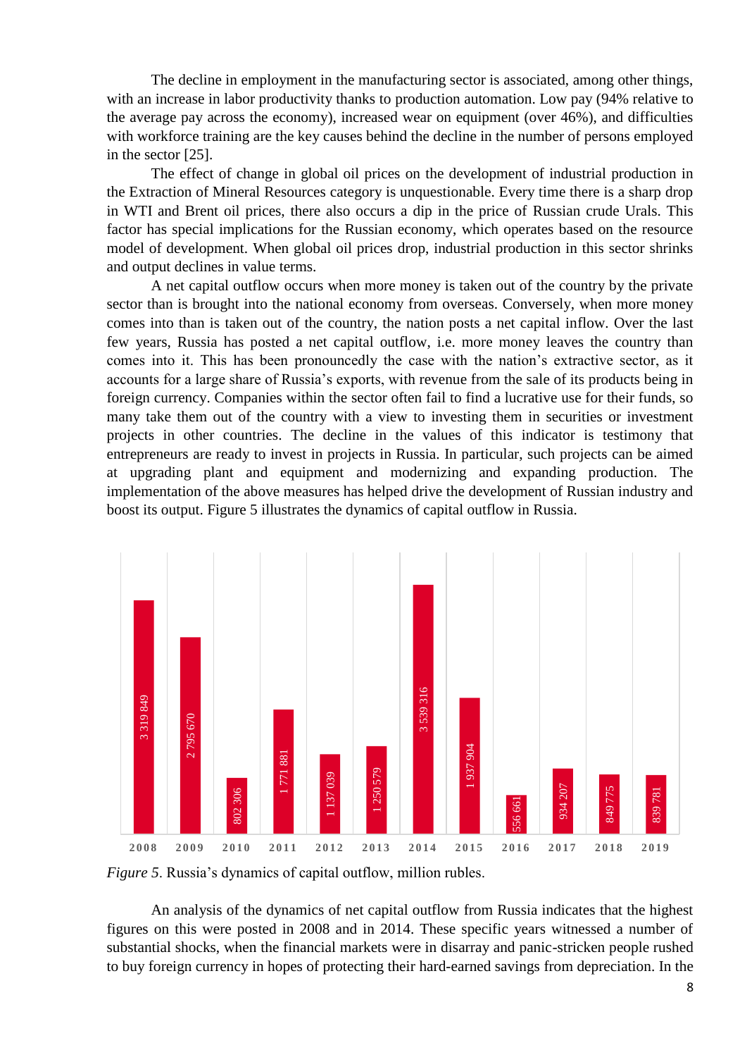The decline in employment in the manufacturing sector is associated, among other things, with an increase in labor productivity thanks to production automation. Low pay (94% relative to the average pay across the economy), increased wear on equipment (over 46%), and difficulties with workforce training are the key causes behind the decline in the number of persons employed in the sector [25].

The effect of change in global oil prices on the development of industrial production in the Extraction of Mineral Resources category is unquestionable. Every time there is a sharp drop in WTI and Brent oil prices, there also occurs a dip in the price of Russian crude Urals. This factor has special implications for the Russian economy, which operates based on the resource model of development. When global oil prices drop, industrial production in this sector shrinks and output declines in value terms.

A net capital outflow occurs when more money is taken out of the country by the private sector than is brought into the national economy from overseas. Conversely, when more money comes into than is taken out of the country, the nation posts a net capital inflow. Over the last few years, Russia has posted a net capital outflow, i.e. more money leaves the country than comes into it. This has been pronouncedly the case with the nation's extractive sector, as it accounts for a large share of Russia's exports, with revenue from the sale of its products being in foreign currency. Companies within the sector often fail to find a lucrative use for their funds, so many take them out of the country with a view to investing them in securities or investment projects in other countries. The decline in the values of this indicator is testimony that entrepreneurs are ready to invest in projects in Russia. In particular, such projects can be aimed at upgrading plant and equipment and modernizing and expanding production. The implementation of the above measures has helped drive the development of Russian industry and boost its output. Figure 5 illustrates the dynamics of capital outflow in Russia.

| 2008 | 2009 | 2010 | 2011 | 2012 | 2013 | 2014 | 2015 | 2016 | 2017 | 2018 | 2019 |
|---|---|---|---|---|---|---|---|---|---|---|---|
| 3 319 849 | 2 795 670 | 802 306 | 1 771 881 | 1 137 039 | 1 250 579 | 3 539 316 | 1 937 904 | 556 661 | 934 207 | 849 775 | 839 781 |

*Figure 5*. Russia's dynamics of capital outflow, million rubles.

An analysis of the dynamics of net capital outflow from Russia indicates that the highest figures on this were posted in 2008 and in 2014. These specific years witnessed a number of substantial shocks, when the financial markets were in disarray and panic-stricken people rushed to buy foreign currency in hopes of protecting their hard-earned savings from depreciation. In the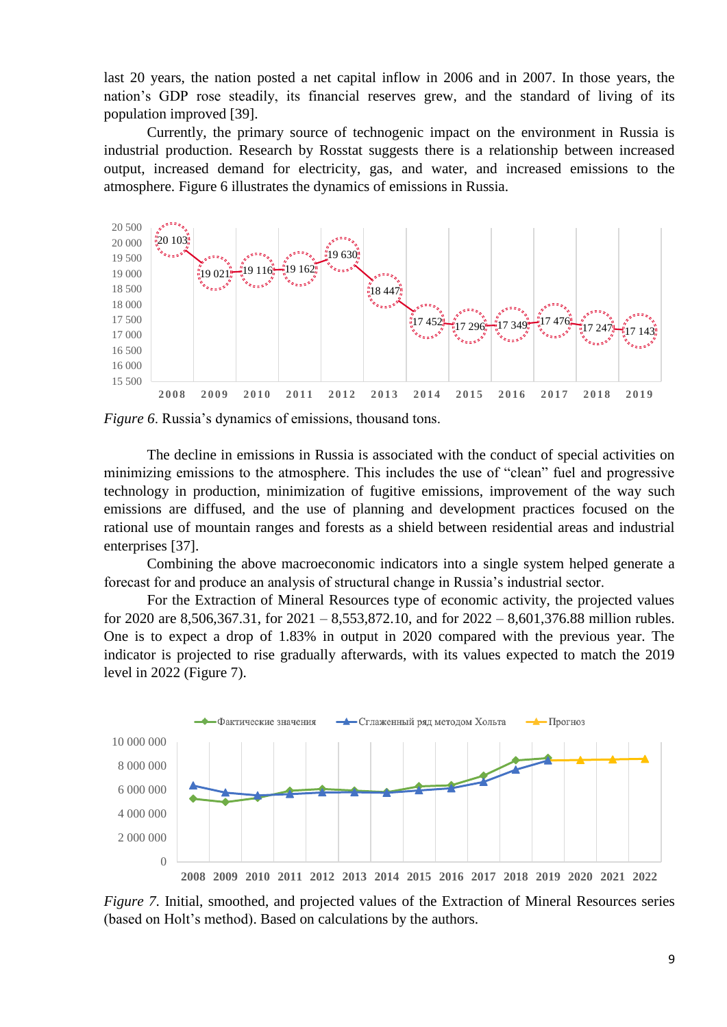last 20 years, the nation posted a net capital inflow in 2006 and in 2007. In those years, the nation's GDP rose steadily, its financial reserves grew, and the standard of living of its population improved [39].

Currently, the primary source of technogenic impact on the environment in Russia is industrial production. Research by Rosstat suggests there is a relationship between increased output, increased demand for electricity, gas, and water, and increased emissions to the atmosphere. Figure 6 illustrates the dynamics of emissions in Russia.

*Figure 6*. Russia's dynamics of emissions, thousand tons.

The decline in emissions in Russia is associated with the conduct of special activities on minimizing emissions to the atmosphere. This includes the use of "clean" fuel and progressive technology in production, minimization of fugitive emissions, improvement of the way such emissions are diffused, and the use of planning and development practices focused on the rational use of mountain ranges and forests as a shield between residential areas and industrial enterprises [37].

Combining the above macroeconomic indicators into a single system helped generate a forecast for and produce an analysis of structural change in Russia's industrial sector.

For the Extraction of Mineral Resources type of economic activity, the projected values for 2020 are 8,506,367.31, for 2021 – 8,553,872.10, and for 2022 – 8,601,376.88 million rubles. One is to expect a drop of 1.83% in output in 2020 compared with the previous year. The indicator is projected to rise gradually afterwards, with its values expected to match the 2019 level in 2022 (Figure 7).

*Figure 7*. Initial, smoothed, and projected values of the Extraction of Mineral Resources series (based on Holt's method). Based on calculations by the authors.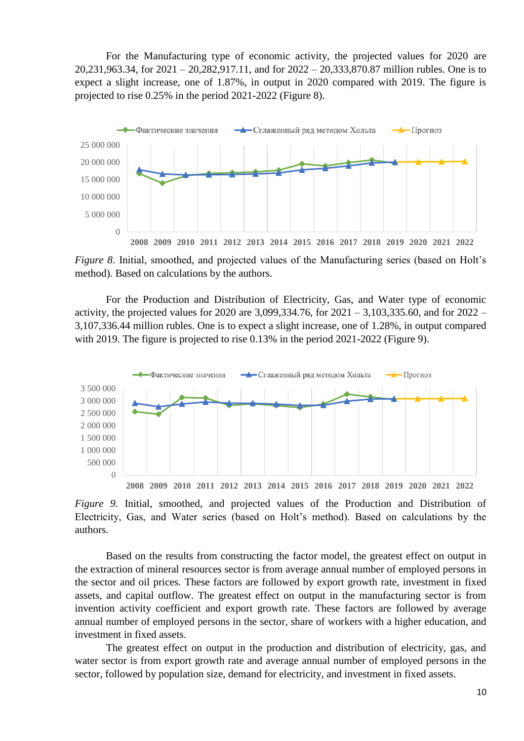For the Manufacturing type of economic activity, the projected values for 2020 are 20,231,963.34, for 2021 – 20,282,917.11, and for 2022 – 20,333,870.87 million rubles. One is to expect a slight increase, one of 1.87%, in output in 2020 compared with 2019. The figure is projected to rise 0.25% in the period 2021-2022 (Figure 8).

*Figure 8*. Initial, smoothed, and projected values of the Manufacturing series (based on Holt's method). Based on calculations by the authors.

For the Production and Distribution of Electricity, Gas, and Water type of economic activity, the projected values for 2020 are 3,099,334.76, for 2021 – 3,103,335.60, and for 2022 – 3,107,336.44 million rubles. One is to expect a slight increase, one of 1.28%, in output compared with 2019. The figure is projected to rise 0.13% in the period 2021-2022 (Figure 9).

*Figure 9*. Initial, smoothed, and projected values of the Production and Distribution of Electricity, Gas, and Water series (based on Holt's method). Based on calculations by the authors.

Based on the results from constructing the factor model, the greatest effect on output in the extraction of mineral resources sector is from average annual number of employed persons in the sector and oil prices. These factors are followed by export growth rate, investment in fixed assets, and capital outflow. The greatest effect on output in the manufacturing sector is from invention activity coefficient and export growth rate. These factors are followed by average annual number of employed persons in the sector, share of workers with a higher education, and investment in fixed assets.

The greatest effect on output in the production and distribution of electricity, gas, and water sector is from export growth rate and average annual number of employed persons in the sector, followed by population size, demand for electricity, and investment in fixed assets.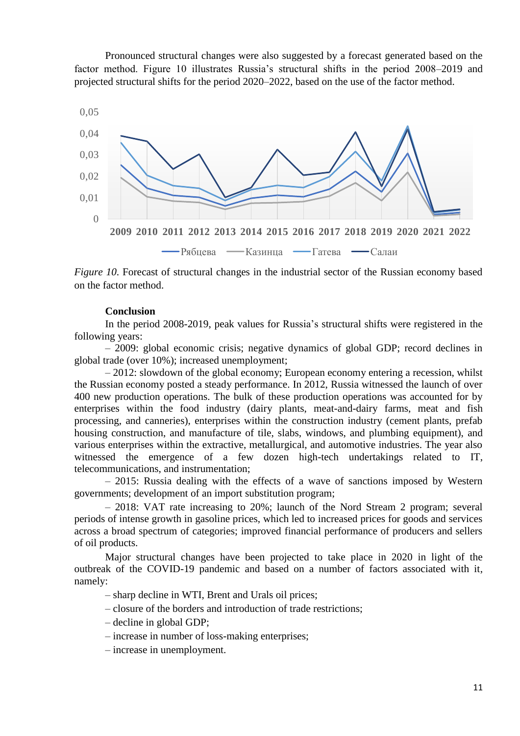Pronounced structural changes were also suggested by a forecast generated based on the factor method. Figure 10 illustrates Russia's structural shifts in the period 2008–2019 and projected structural shifts for the period 2020–2022, based on the use of the factor method.

*Figure 10.* Forecast of structural changes in the industrial sector of the Russian economy based on the factor method.

**Conclusion**

In the period 2008-2019, peak values for Russia's structural shifts were registered in the following years:

– 2009: global economic crisis; negative dynamics of global GDP; record declines in global trade (over 10%); increased unemployment;

– 2012: slowdown of the global economy; European economy entering a recession, whilst the Russian economy posted a steady performance. In 2012, Russia witnessed the launch of over 400 new production operations. The bulk of these production operations was accounted for by enterprises within the food industry (dairy plants, meat-and-dairy farms, meat and fish processing, and canneries), enterprises within the construction industry (cement plants, prefab housing construction, and manufacture of tile, slabs, windows, and plumbing equipment), and various enterprises within the extractive, metallurgical, and automotive industries. The year also witnessed the emergence of a few dozen high-tech undertakings related to IT, telecommunications, and instrumentation;

– 2015: Russia dealing with the effects of a wave of sanctions imposed by Western governments; development of an import substitution program;

– 2018: VAT rate increasing to 20%; launch of the Nord Stream 2 program; several periods of intense growth in gasoline prices, which led to increased prices for goods and services across a broad spectrum of categories; improved financial performance of producers and sellers of oil products.

Major structural changes have been projected to take place in 2020 in light of the outbreak of the COVID-19 pandemic and based on a number of factors associated with it, namely:

– sharp decline in WTI, Brent and Urals oil prices;

– closure of the borders and introduction of trade restrictions;

– decline in global GDP;

– increase in number of loss-making enterprises;

– increase in unemployment.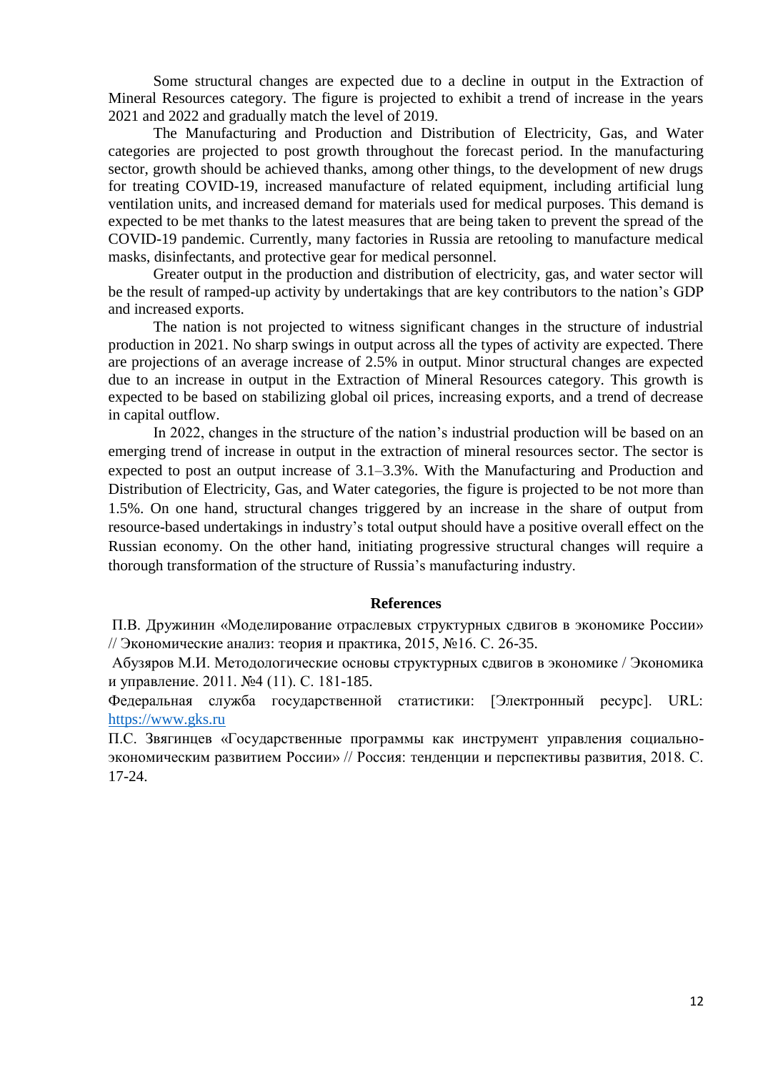Some structural changes are expected due to a decline in output in the Extraction of Mineral Resources category. The figure is projected to exhibit a trend of increase in the years 2021 and 2022 and gradually match the level of 2019.

The Manufacturing and Production and Distribution of Electricity, Gas, and Water categories are projected to post growth throughout the forecast period. In the manufacturing sector, growth should be achieved thanks, among other things, to the development of new drugs for treating COVID-19, increased manufacture of related equipment, including artificial lung ventilation units, and increased demand for materials used for medical purposes. This demand is expected to be met thanks to the latest measures that are being taken to prevent the spread of the COVID-19 pandemic. Currently, many factories in Russia are retooling to manufacture medical masks, disinfectants, and protective gear for medical personnel.

Greater output in the production and distribution of electricity, gas, and water sector will be the result of ramped-up activity by undertakings that are key contributors to the nation's GDP and increased exports.

The nation is not projected to witness significant changes in the structure of industrial production in 2021. No sharp swings in output across all the types of activity are expected. There are projections of an average increase of 2.5% in output. Minor structural changes are expected due to an increase in output in the Extraction of Mineral Resources category. This growth is expected to be based on stabilizing global oil prices, increasing exports, and a trend of decrease in capital outflow.

In 2022, changes in the structure of the nation's industrial production will be based on an emerging trend of increase in output in the extraction of mineral resources sector. The sector is expected to post an output increase of 3.1–3.3%. With the Manufacturing and Production and Distribution of Electricity, Gas, and Water categories, the figure is projected to be not more than 1.5%. On one hand, structural changes triggered by an increase in the share of output from resource-based undertakings in industry's total output should have a positive overall effect on the Russian economy. On the other hand, initiating progressive structural changes will require a thorough transformation of the structure of Russia's manufacturing industry.

## References

П.В. Дружинин «Моделирование отраслевых структурных сдвигов в экономике России» // Экономические анализ: теория и практика, 2015, №16. С. 26-35.

Абузяров М.И. Методологические основы структурных сдвигов в экономике / Экономика и управление. 2011. №4 (11). С. 181-185.

Федеральная служба государственной статистики: [Электронный ресурс]. URL: https://www.gks.ru

П.С. Звягинцев «Государственные программы как инструмент управления социально-экономическим развитием России» // Россия: тенденции и перспективы развития, 2018. С. 17-24.